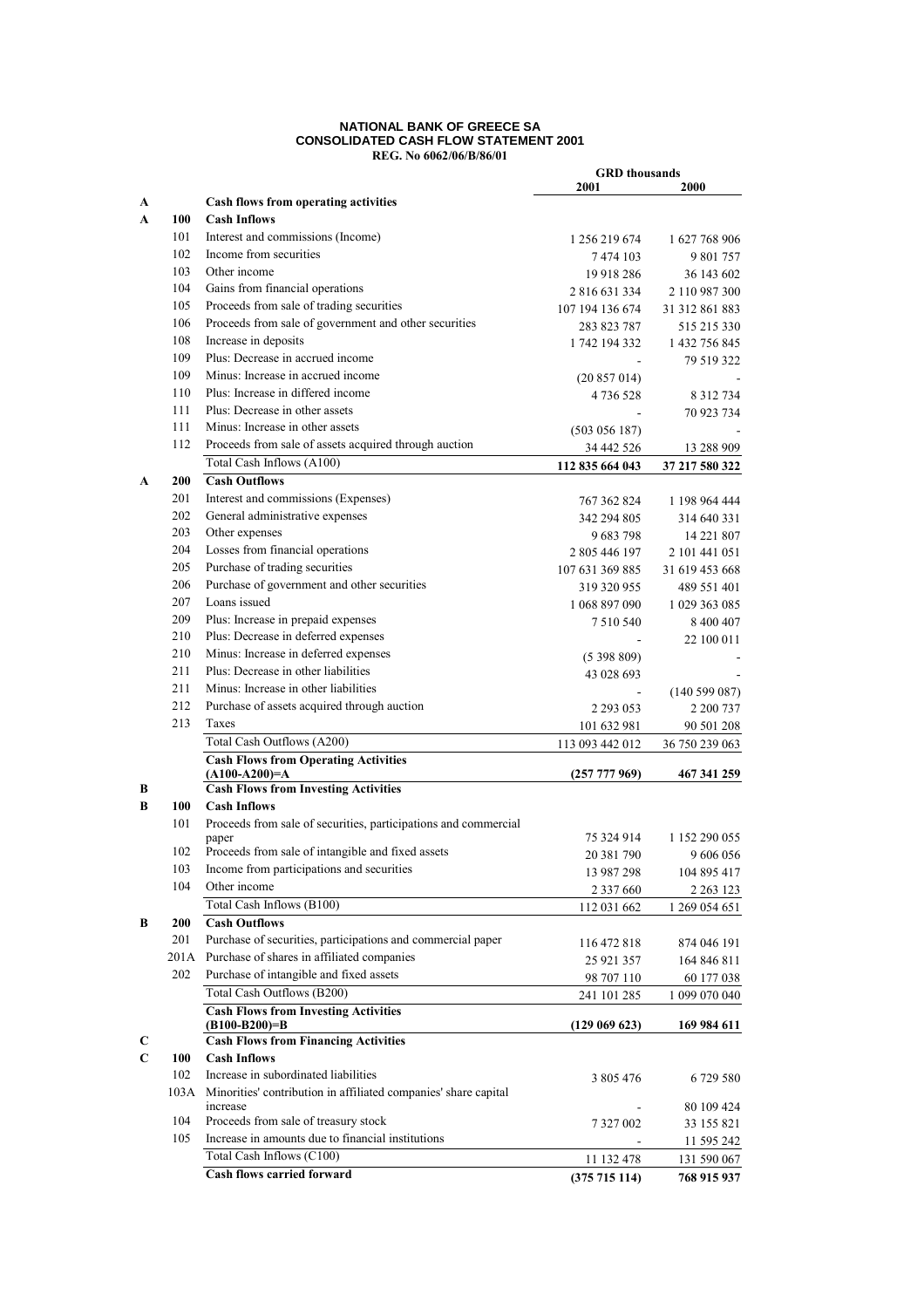**NATIONAL BANK OF GREECE SA**
**CONSOLIDATED CASH FLOW STATEMENT 2001**
**REG. No 6062/06/B/86/01**

| | | | GRD thousands | |
|---|---|---|---|---|
| | | | **2001** | **2000** |
| **A** | | **Cash flows from operating activities** | | |
| **A** | **100** | **Cash Inflows** | | |
| | 101 | Interest and commissions (Income) | 1 256 219 674 | 1 627 768 906 |
| | 102 | Income from securities | 7 474 103 | 9 801 757 |
| | 103 | Other income | 19 918 286 | 36 143 602 |
| | 104 | Gains from financial operations | 2 816 631 334 | 2 110 987 300 |
| | 105 | Proceeds from sale of trading securities | 107 194 136 674 | 31 312 861 883 |
| | 106 | Proceeds from sale of government and other securities | 283 823 787 | 515 215 330 |
| | 108 | Increase in deposits | 1 742 194 332 | 1 432 756 845 |
| | 109 | Plus: Decrease in accrued income | - | 79 519 322 |
| | 109 | Minus: Increase in accrued income | (20 857 014) | - |
| | 110 | Plus: Increase in differed income | 4 736 528 | 8 312 734 |
| | 111 | Plus: Decrease in other assets | - | 70 923 734 |
| | 111 | Minus: Increase in other assets | (503 056 187) | - |
| | 112 | Proceeds from sale of assets acquired through auction | 34 442 526 | 13 288 909 |
| | | Total Cash Inflows (A100) | **112 835 664 043** | **37 217 580 322** |
| **A** | **200** | **Cash Outflows** | | |
| | 201 | Interest and commissions (Expenses) | 767 362 824 | 1 198 964 444 |
| | 202 | General administrative expenses | 342 294 805 | 314 640 331 |
| | 203 | Other expenses | 9 683 798 | 14 221 807 |
| | 204 | Losses from financial operations | 2 805 446 197 | 2 101 441 051 |
| | 205 | Purchase of trading securities | 107 631 369 885 | 31 619 453 668 |
| | 206 | Purchase of government and other securities | 319 320 955 | 489 551 401 |
| | 207 | Loans issued | 1 068 897 090 | 1 029 363 085 |
| | 209 | Plus: Increase in prepaid expenses | 7 510 540 | 8 400 407 |
| | 210 | Plus: Decrease in deferred expenses | - | 22 100 011 |
| | 210 | Minus: Increase in deferred expenses | (5 398 809) | - |
| | 211 | Plus: Decrease in other liabilities | 43 028 693 | - |
| | 211 | Minus: Increase in other liabilities | - | (140 599 087) |
| | 212 | Purchase of assets acquired through auction | 2 293 053 | 2 200 737 |
| | 213 | Taxes | 101 632 981 | 90 501 208 |
| | | Total Cash Outflows (A200) | 113 093 442 012 | 36 750 239 063 |
| | | **Cash Flows from Operating Activities (A100-A200)=A** | **(257 777 969)** | **467 341 259** |
| **B** | | **Cash Flows from Investing Activities** | | |
| **B** | **100** | **Cash Inflows** | | |
| | 101 | Proceeds from sale of securities, participations and commercial paper | 75 324 914 | 1 152 290 055 |
| | 102 | Proceeds from sale of intangible and fixed assets | 20 381 790 | 9 606 056 |
| | 103 | Income from participations and securities | 13 987 298 | 104 895 417 |
| | 104 | Other income | 2 337 660 | 2 263 123 |
| | | Total Cash Inflows (B100) | 112 031 662 | 1 269 054 651 |
| **B** | **200** | **Cash Outflows** | | |
| | 201 | Purchase of securities, participations and commercial paper | 116 472 818 | 874 046 191 |
| | 201A | Purchase of shares in affiliated companies | 25 921 357 | 164 846 811 |
| | 202 | Purchase of intangible and fixed assets | 98 707 110 | 60 177 038 |
| | | Total Cash Outflows (B200) | 241 101 285 | 1 099 070 040 |
| | | **Cash Flows from Investing Activities (B100-B200)=B** | **(129 069 623)** | **169 984 611** |
| **C** | | **Cash Flows from Financing Activities** | | |
| **C** | **100** | **Cash Inflows** | | |
| | 102 | Increase in subordinated liabilities | 3 805 476 | 6 729 580 |
| | 103A | Minorities' contribution in affiliated companies' share capital increase | - | 80 109 424 |
| | 104 | Proceeds from sale of treasury stock | 7 327 002 | 33 155 821 |
| | 105 | Increase in amounts due to financial institutions | - | 11 595 242 |
| | | Total Cash Inflows (C100) | 11 132 478 | 131 590 067 |
| | | **Cash flows carried forward** | **(375 715 114)** | **768 915 937** |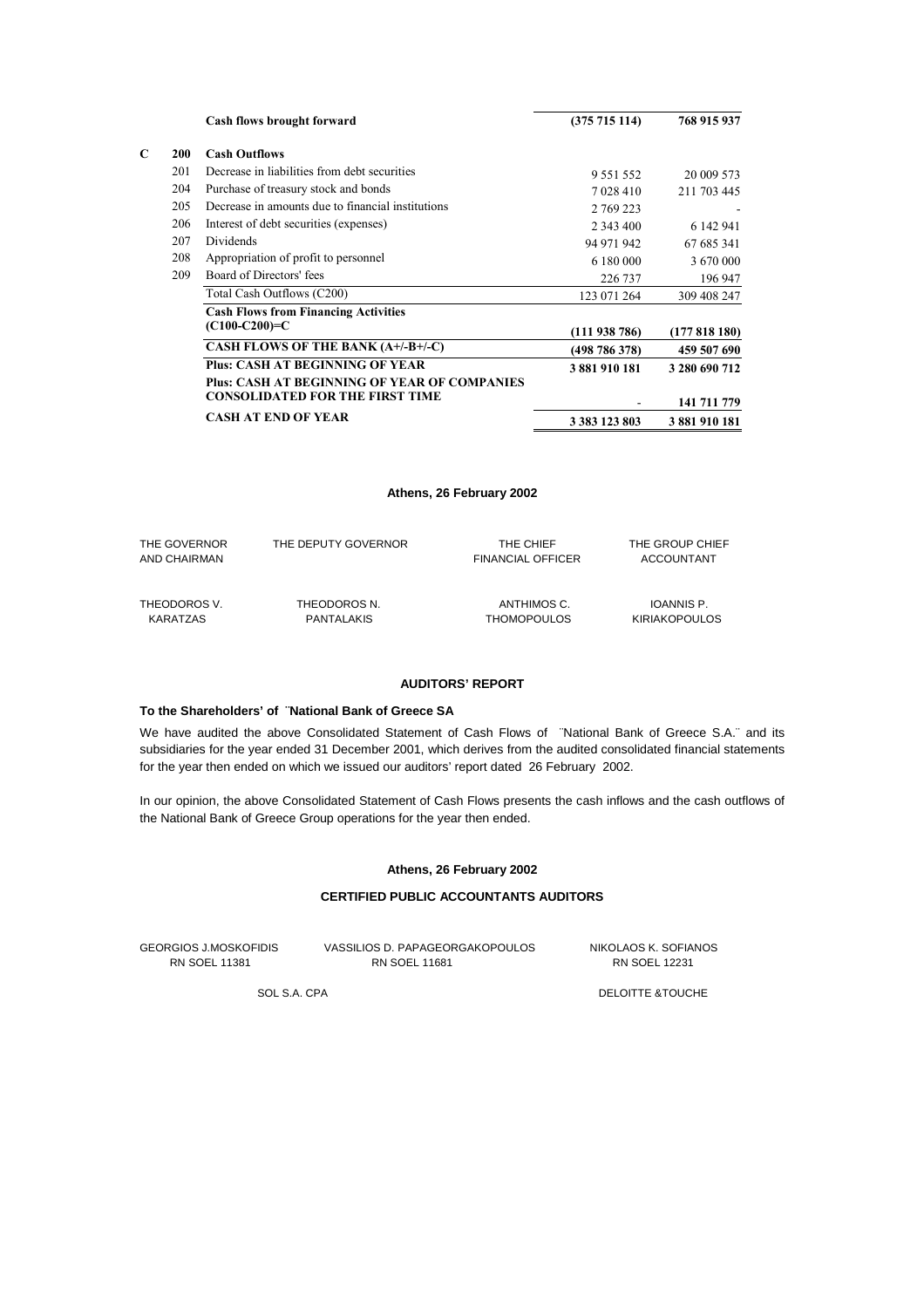| | | | | |
|---|---|---|---|---|
| | | **Cash flows brought forward** | **(375 715 114)** | **768 915 937** |
| **C** | **200** | **Cash Outflows** | | |
| | 201 | Decrease in liabilities from debt securities | 9 551 552 | 20 009 573 |
| | 204 | Purchase of treasury stock and bonds | 7 028 410 | 211 703 445 |
| | 205 | Decrease in amounts due to financial institutions | 2 769 223 | - |
| | 206 | Interest of debt securities (expenses) | 2 343 400 | 6 142 941 |
| | 207 | Dividends | 94 971 942 | 67 685 341 |
| | 208 | Appropriation of profit to personnel | 6 180 000 | 3 670 000 |
| | 209 | Board of Directors' fees | 226 737 | 196 947 |
| | | Total Cash Outflows (C200) | 123 071 264 | 309 408 247 |
| | | **Cash Flows from Financing Activities (C100-C200)=C** | **(111 938 786)** | **(177 818 180)** |
| | | **CASH FLOWS OF THE BANK (A+/-B+/-C)** | **(498 786 378)** | **459 507 690** |
| | | **Plus: CASH AT BEGINNING OF YEAR** | **3 881 910 181** | **3 280 690 712** |
| | | **Plus: CASH AT BEGINNING OF YEAR OF COMPANIES CONSOLIDATED FOR THE FIRST TIME** | - | **141 711 779** |
| | | **CASH AT END OF YEAR** | **3 383 123 803** | **3 881 910 181** |

**Athens, 26 February 2002**

| THE GOVERNOR AND CHAIRMAN | THE DEPUTY GOVERNOR | THE CHIEF FINANCIAL OFFICER | THE GROUP CHIEF ACCOUNTANT |
|---|---|---|---|
| THEODOROS V. KARATZAS | THEODOROS N. PANTALAKIS | ANTHIMOS C. THOMOPOULOS | IOANNIS P. KIRIAKOPOULOS |

## AUDITORS' REPORT

**To the Shareholders' of ¨National Bank of Greece SA**

We have audited the above Consolidated Statement of Cash Flows of ¨National Bank of Greece S.A.¨ and its subsidiaries for the year ended 31 December 2001, which derives from the audited consolidated financial statements for the year then ended on which we issued our auditors' report dated 26 February 2002.

In our opinion, the above Consolidated Statement of Cash Flows presents the cash inflows and the cash outflows of the National Bank of Greece Group operations for the year then ended.

**Athens, 26 February 2002**

**CERTIFIED PUBLIC ACCOUNTANTS AUDITORS**

| GEORGIOS J.MOSKOFIDIS | VASSILIOS D. PAPAGEORGAKOPOULOS | NIKOLAOS K. SOFIANOS |
|---|---|---|
| RN SOEL 11381 | RN SOEL 11681 | RN SOEL 12231 |
| SOL S.A. CPA | | DELOITTE &TOUCHE |